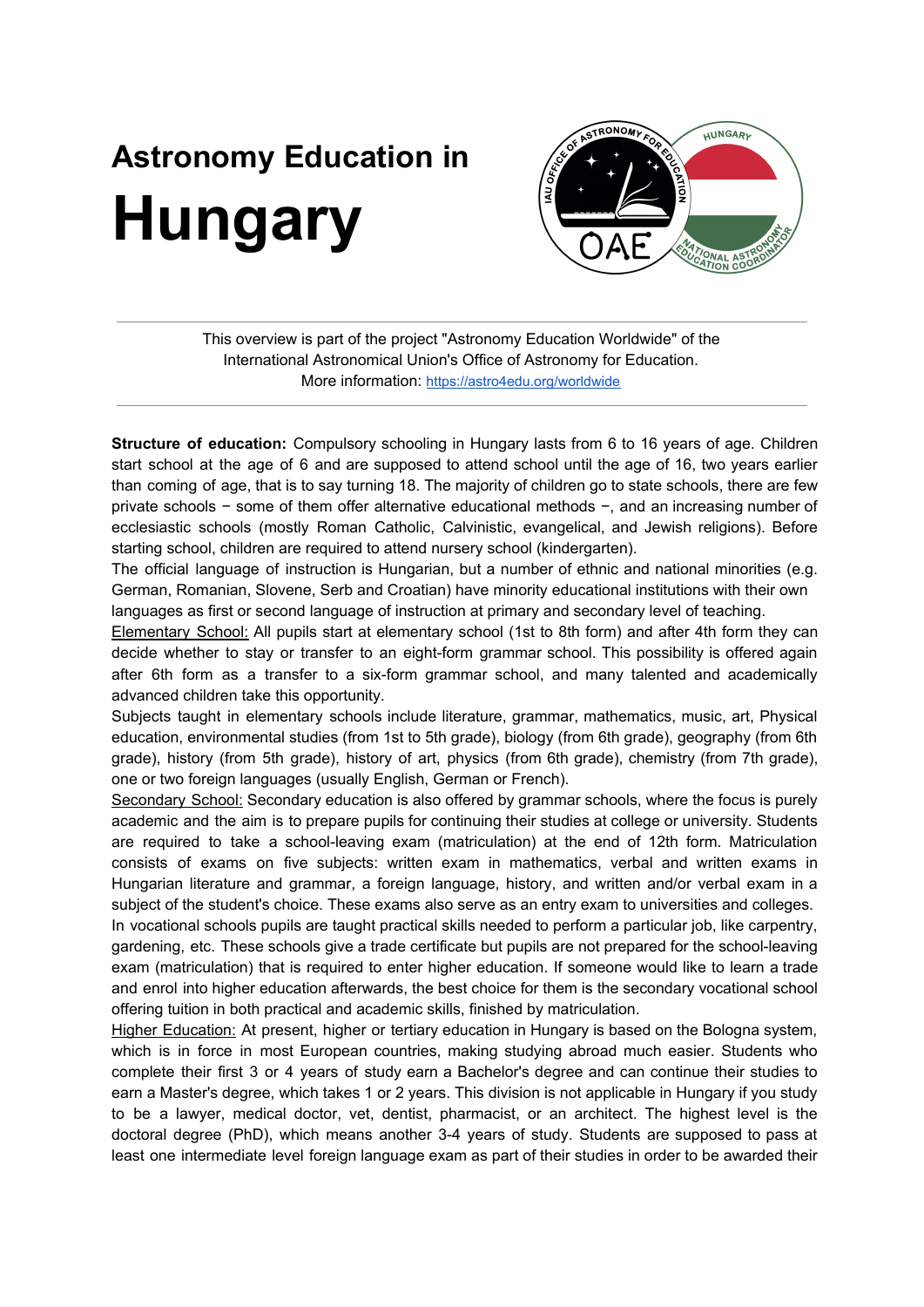# Astronomy Education in Hungary

This overview is part of the project "Astronomy Education Worldwide" of the International Astronomical Union's Office of Astronomy for Education.
More information: https://astro4edu.org/worldwide

**Structure of education:** Compulsory schooling in Hungary lasts from 6 to 16 years of age. Children start school at the age of 6 and are supposed to attend school until the age of 16, two years earlier than coming of age, that is to say turning 18. The majority of children go to state schools, there are few private schools − some of them offer alternative educational methods −, and an increasing number of ecclesiastic schools (mostly Roman Catholic, Calvinistic, evangelical, and Jewish religions). Before starting school, children are required to attend nursery school (kindergarten).

The official language of instruction is Hungarian, but a number of ethnic and national minorities (e.g. German, Romanian, Slovene, Serb and Croatian) have minority educational institutions with their own languages as first or second language of instruction at primary and secondary level of teaching.

Elementary School: All pupils start at elementary school (1st to 8th form) and after 4th form they can decide whether to stay or transfer to an eight-form grammar school. This possibility is offered again after 6th form as a transfer to a six-form grammar school, and many talented and academically advanced children take this opportunity.

Subjects taught in elementary schools include literature, grammar, mathematics, music, art, Physical education, environmental studies (from 1st to 5th grade), biology (from 6th grade), geography (from 6th grade), history (from 5th grade), history of art, physics (from 6th grade), chemistry (from 7th grade), one or two foreign languages (usually English, German or French).

Secondary School: Secondary education is also offered by grammar schools, where the focus is purely academic and the aim is to prepare pupils for continuing their studies at college or university. Students are required to take a school-leaving exam (matriculation) at the end of 12th form. Matriculation consists of exams on five subjects: written exam in mathematics, verbal and written exams in Hungarian literature and grammar, a foreign language, history, and written and/or verbal exam in a subject of the student's choice. These exams also serve as an entry exam to universities and colleges.

In vocational schools pupils are taught practical skills needed to perform a particular job, like carpentry, gardening, etc. These schools give a trade certificate but pupils are not prepared for the school-leaving exam (matriculation) that is required to enter higher education. If someone would like to learn a trade and enrol into higher education afterwards, the best choice for them is the secondary vocational school offering tuition in both practical and academic skills, finished by matriculation.

Higher Education: At present, higher or tertiary education in Hungary is based on the Bologna system, which is in force in most European countries, making studying abroad much easier. Students who complete their first 3 or 4 years of study earn a Bachelor's degree and can continue their studies to earn a Master's degree, which takes 1 or 2 years. This division is not applicable in Hungary if you study to be a lawyer, medical doctor, vet, dentist, pharmacist, or an architect. The highest level is the doctoral degree (PhD), which means another 3-4 years of study. Students are supposed to pass at least one intermediate level foreign language exam as part of their studies in order to be awarded their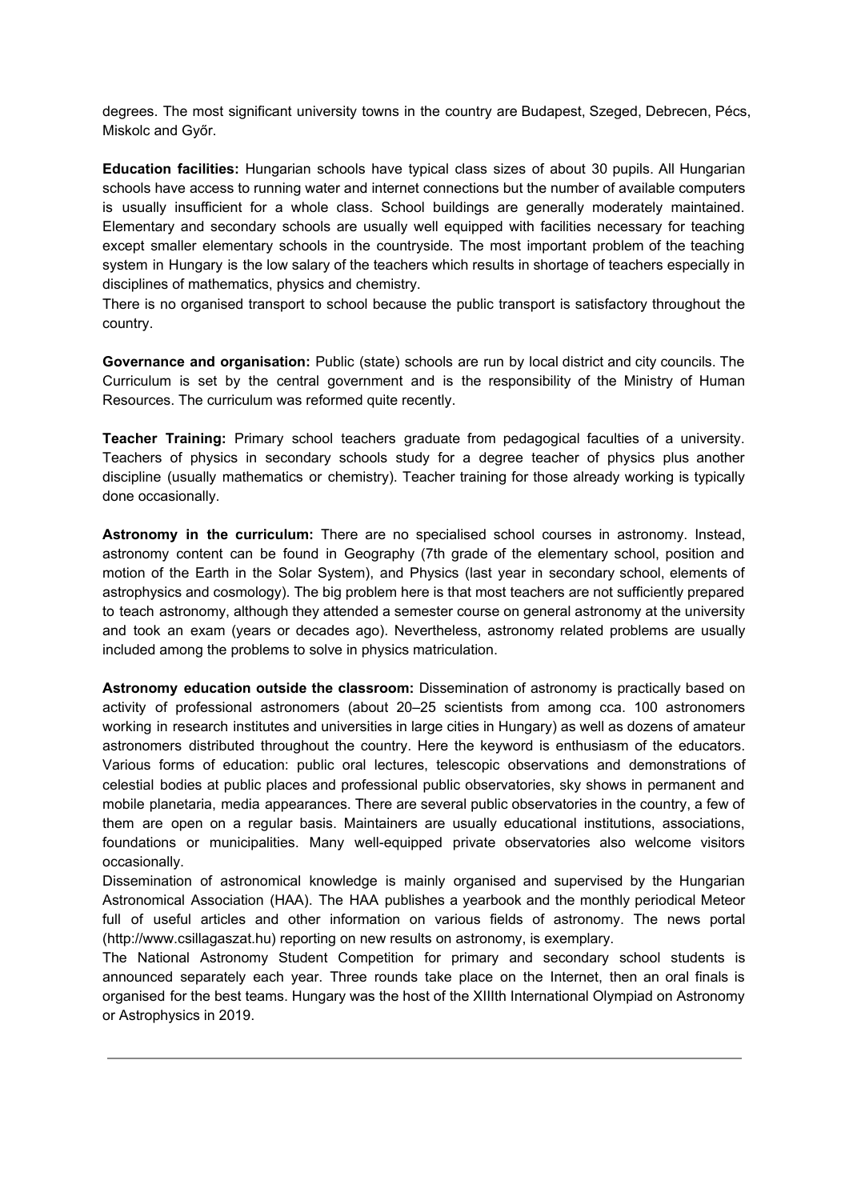degrees. The most significant university towns in the country are Budapest, Szeged, Debrecen, Pécs, Miskolc and Győr.

**Education facilities:** Hungarian schools have typical class sizes of about 30 pupils. All Hungarian schools have access to running water and internet connections but the number of available computers is usually insufficient for a whole class. School buildings are generally moderately maintained. Elementary and secondary schools are usually well equipped with facilities necessary for teaching except smaller elementary schools in the countryside. The most important problem of the teaching system in Hungary is the low salary of the teachers which results in shortage of teachers especially in disciplines of mathematics, physics and chemistry.

There is no organised transport to school because the public transport is satisfactory throughout the country.

**Governance and organisation:** Public (state) schools are run by local district and city councils. The Curriculum is set by the central government and is the responsibility of the Ministry of Human Resources. The curriculum was reformed quite recently.

**Teacher Training:** Primary school teachers graduate from pedagogical faculties of a university. Teachers of physics in secondary schools study for a degree teacher of physics plus another discipline (usually mathematics or chemistry). Teacher training for those already working is typically done occasionally.

**Astronomy in the curriculum:** There are no specialised school courses in astronomy. Instead, astronomy content can be found in Geography (7th grade of the elementary school, position and motion of the Earth in the Solar System), and Physics (last year in secondary school, elements of astrophysics and cosmology). The big problem here is that most teachers are not sufficiently prepared to teach astronomy, although they attended a semester course on general astronomy at the university and took an exam (years or decades ago). Nevertheless, astronomy related problems are usually included among the problems to solve in physics matriculation.

**Astronomy education outside the classroom:** Dissemination of astronomy is practically based on activity of professional astronomers (about 20–25 scientists from among cca. 100 astronomers working in research institutes and universities in large cities in Hungary) as well as dozens of amateur astronomers distributed throughout the country. Here the keyword is enthusiasm of the educators. Various forms of education: public oral lectures, telescopic observations and demonstrations of celestial bodies at public places and professional public observatories, sky shows in permanent and mobile planetaria, media appearances. There are several public observatories in the country, a few of them are open on a regular basis. Maintainers are usually educational institutions, associations, foundations or municipalities. Many well-equipped private observatories also welcome visitors occasionally.

Dissemination of astronomical knowledge is mainly organised and supervised by the Hungarian Astronomical Association (HAA). The HAA publishes a yearbook and the monthly periodical Meteor full of useful articles and other information on various fields of astronomy. The news portal (http://www.csillagaszat.hu) reporting on new results on astronomy, is exemplary.

The National Astronomy Student Competition for primary and secondary school students is announced separately each year. Three rounds take place on the Internet, then an oral finals is organised for the best teams. Hungary was the host of the XIIIth International Olympiad on Astronomy or Astrophysics in 2019.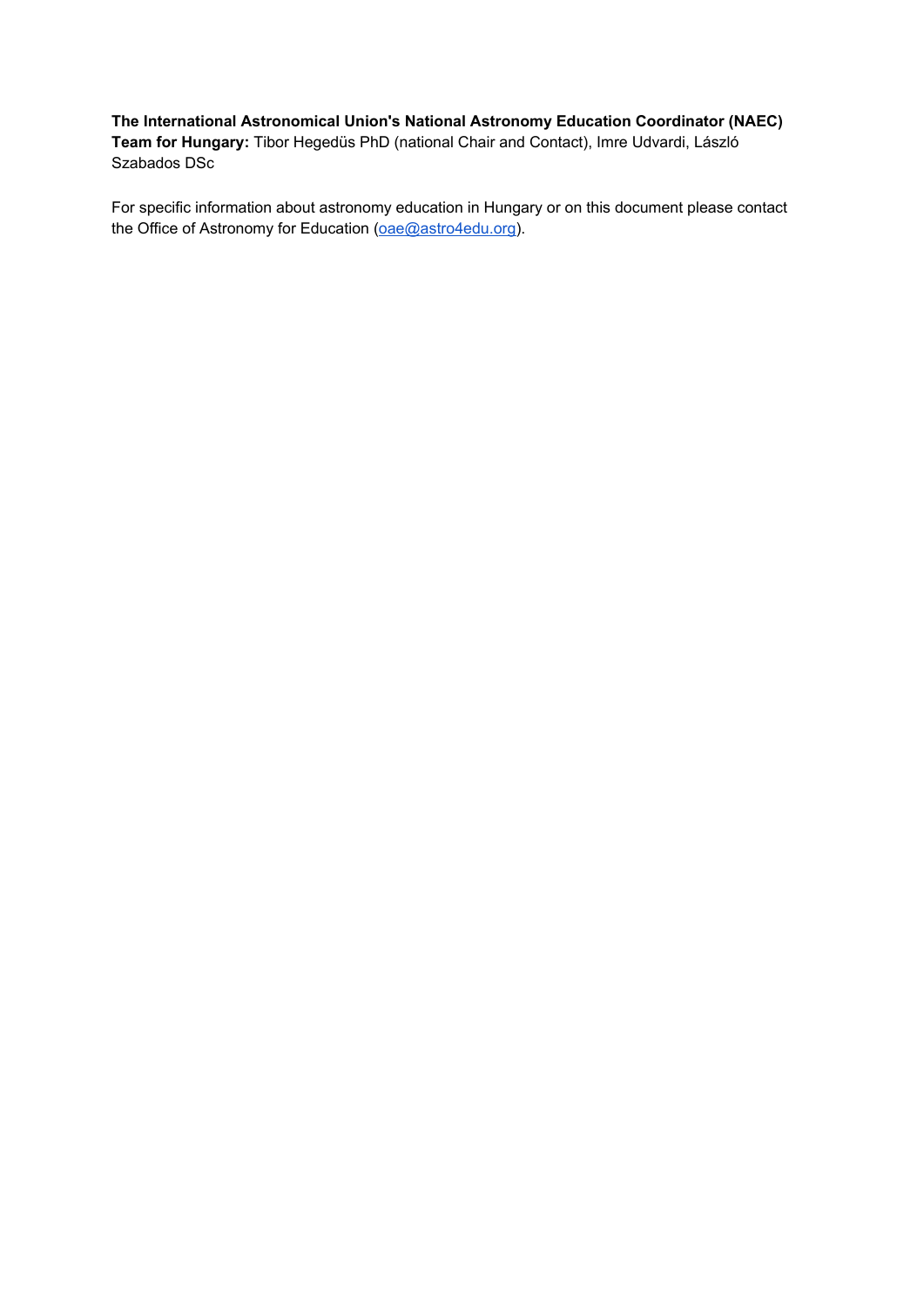**The International Astronomical Union's National Astronomy Education Coordinator (NAEC) Team for Hungary:** Tibor Hegedüs PhD (national Chair and Contact), Imre Udvardi, László Szabados DSc

For specific information about astronomy education in Hungary or on this document please contact the Office of Astronomy for Education (oae@astro4edu.org).